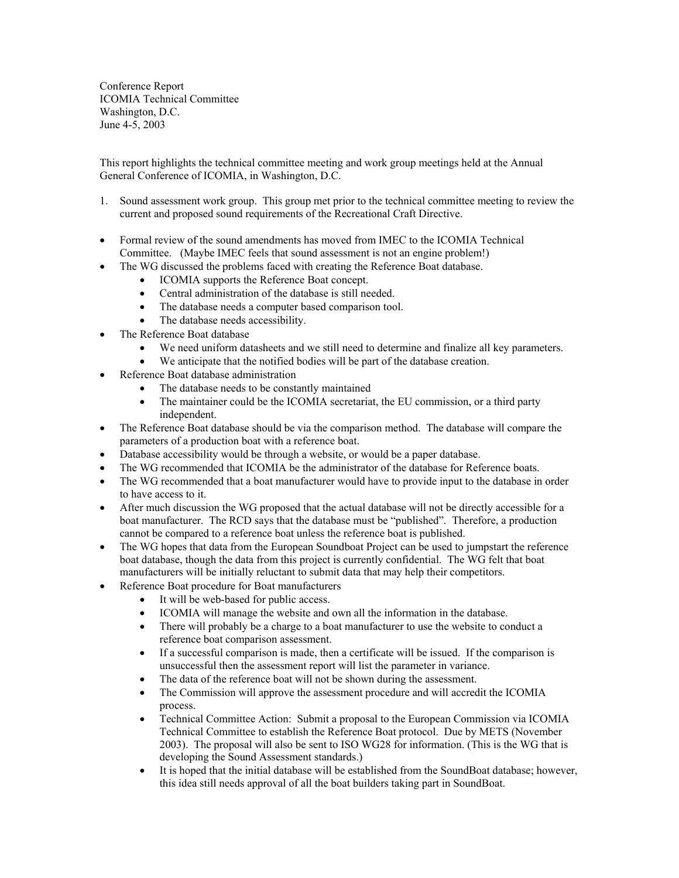Conference Report
ICOMIA Technical Committee
Washington, D.C.
June 4-5, 2003

This report highlights the technical committee meeting and work group meetings held at the Annual General Conference of ICOMIA, in Washington, D.C.

1. Sound assessment work group. This group met prior to the technical committee meeting to review the current and proposed sound requirements of the Recreational Craft Directive.

- Formal review of the sound amendments has moved from IMEC to the ICOMIA Technical Committee. (Maybe IMEC feels that sound assessment is not an engine problem!)
- The WG discussed the problems faced with creating the Reference Boat database.
  - ICOMIA supports the Reference Boat concept.
  - Central administration of the database is still needed.
  - The database needs a computer based comparison tool.
  - The database needs accessibility.
- The Reference Boat database
  - We need uniform datasheets and we still need to determine and finalize all key parameters.
  - We anticipate that the notified bodies will be part of the database creation.
- Reference Boat database administration
  - The database needs to be constantly maintained
  - The maintainer could be the ICOMIA secretariat, the EU commission, or a third party independent.
- The Reference Boat database should be via the comparison method. The database will compare the parameters of a production boat with a reference boat.
- Database accessibility would be through a website, or would be a paper database.
- The WG recommended that ICOMIA be the administrator of the database for Reference boats.
- The WG recommended that a boat manufacturer would have to provide input to the database in order to have access to it.
- After much discussion the WG proposed that the actual database will not be directly accessible for a boat manufacturer. The RCD says that the database must be "published". Therefore, a production cannot be compared to a reference boat unless the reference boat is published.
- The WG hopes that data from the European Soundboat Project can be used to jumpstart the reference boat database, though the data from this project is currently confidential. The WG felt that boat manufacturers will be initially reluctant to submit data that may help their competitors.
- Reference Boat procedure for Boat manufacturers
  - It will be web-based for public access.
  - ICOMIA will manage the website and own all the information in the database.
  - There will probably be a charge to a boat manufacturer to use the website to conduct a reference boat comparison assessment.
  - If a successful comparison is made, then a certificate will be issued. If the comparison is unsuccessful then the assessment report will list the parameter in variance.
  - The data of the reference boat will not be shown during the assessment.
  - The Commission will approve the assessment procedure and will accredit the ICOMIA process.
  - Technical Committee Action: Submit a proposal to the European Commission via ICOMIA Technical Committee to establish the Reference Boat protocol. Due by METS (November 2003). The proposal will also be sent to ISO WG28 for information. (This is the WG that is developing the Sound Assessment standards.)
  - It is hoped that the initial database will be established from the SoundBoat database; however, this idea still needs approval of all the boat builders taking part in SoundBoat.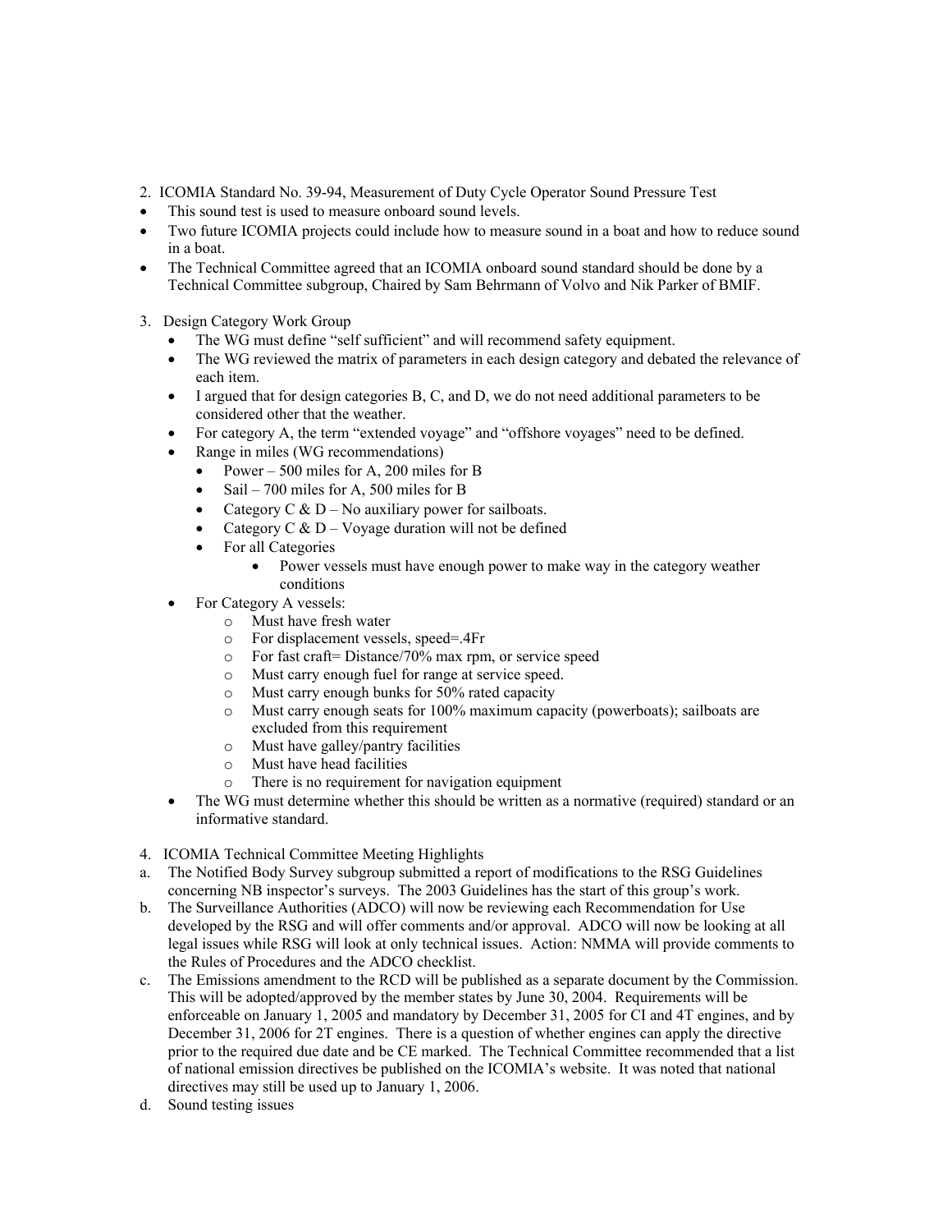2. ICOMIA Standard No. 39-94, Measurement of Duty Cycle Operator Sound Pressure Test

- This sound test is used to measure onboard sound levels.
- Two future ICOMIA projects could include how to measure sound in a boat and how to reduce sound in a boat.
- The Technical Committee agreed that an ICOMIA onboard sound standard should be done by a Technical Committee subgroup, Chaired by Sam Behrmann of Volvo and Nik Parker of BMIF.

3. Design Category Work Group

   - The WG must define "self sufficient" and will recommend safety equipment.
   - The WG reviewed the matrix of parameters in each design category and debated the relevance of each item.
   - I argued that for design categories B, C, and D, we do not need additional parameters to be considered other that the weather.
   - For category A, the term "extended voyage" and "offshore voyages" need to be defined.
   - Range in miles (WG recommendations)
     - Power – 500 miles for A, 200 miles for B
     - Sail – 700 miles for A, 500 miles for B
     - Category C & D – No auxiliary power for sailboats.
     - Category C & D – Voyage duration will not be defined
     - For all Categories
       - Power vessels must have enough power to make way in the category weather conditions
   - For Category A vessels:
     - Must have fresh water
     - For displacement vessels, speed=.4Fr
     - For fast craft= Distance/70% max rpm, or service speed
     - Must carry enough fuel for range at service speed.
     - Must carry enough bunks for 50% rated capacity
     - Must carry enough seats for 100% maximum capacity (powerboats); sailboats are excluded from this requirement
     - Must have galley/pantry facilities
     - Must have head facilities
     - There is no requirement for navigation equipment
   - The WG must determine whether this should be written as a normative (required) standard or an informative standard.

4. ICOMIA Technical Committee Meeting Highlights

a. The Notified Body Survey subgroup submitted a report of modifications to the RSG Guidelines concerning NB inspector's surveys. The 2003 Guidelines has the start of this group's work.

b. The Surveillance Authorities (ADCO) will now be reviewing each Recommendation for Use developed by the RSG and will offer comments and/or approval. ADCO will now be looking at all legal issues while RSG will look at only technical issues. Action: NMMA will provide comments to the Rules of Procedures and the ADCO checklist.

c. The Emissions amendment to the RCD will be published as a separate document by the Commission. This will be adopted/approved by the member states by June 30, 2004. Requirements will be enforceable on January 1, 2005 and mandatory by December 31, 2005 for CI and 4T engines, and by December 31, 2006 for 2T engines. There is a question of whether engines can apply the directive prior to the required due date and be CE marked. The Technical Committee recommended that a list of national emission directives be published on the ICOMIA's website. It was noted that national directives may still be used up to January 1, 2006.

d. Sound testing issues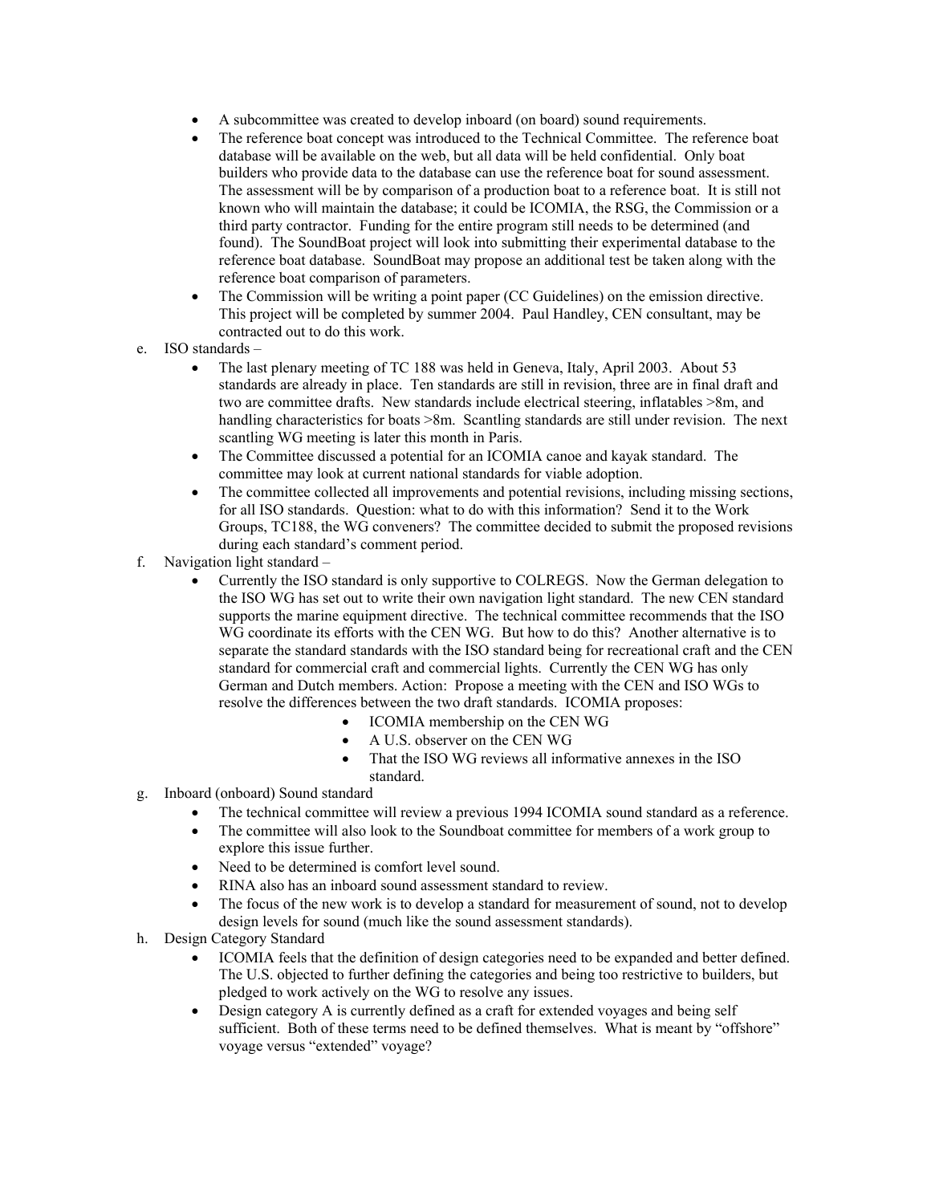- A subcommittee was created to develop inboard (on board) sound requirements.
- The reference boat concept was introduced to the Technical Committee. The reference boat database will be available on the web, but all data will be held confidential. Only boat builders who provide data to the database can use the reference boat for sound assessment. The assessment will be by comparison of a production boat to a reference boat. It is still not known who will maintain the database; it could be ICOMIA, the RSG, the Commission or a third party contractor. Funding for the entire program still needs to be determined (and found). The SoundBoat project will look into submitting their experimental database to the reference boat database. SoundBoat may propose an additional test be taken along with the reference boat comparison of parameters.
- The Commission will be writing a point paper (CC Guidelines) on the emission directive. This project will be completed by summer 2004. Paul Handley, CEN consultant, may be contracted out to do this work.

e. ISO standards –
   - The last plenary meeting of TC 188 was held in Geneva, Italy, April 2003. About 53 standards are already in place. Ten standards are still in revision, three are in final draft and two are committee drafts. New standards include electrical steering, inflatables >8m, and handling characteristics for boats >8m. Scantling standards are still under revision. The next scantling WG meeting is later this month in Paris.
   - The Committee discussed a potential for an ICOMIA canoe and kayak standard. The committee may look at current national standards for viable adoption.
   - The committee collected all improvements and potential revisions, including missing sections, for all ISO standards. Question: what to do with this information? Send it to the Work Groups, TC188, the WG conveners? The committee decided to submit the proposed revisions during each standard's comment period.

f. Navigation light standard –
   - Currently the ISO standard is only supportive to COLREGS. Now the German delegation to the ISO WG has set out to write their own navigation light standard. The new CEN standard supports the marine equipment directive. The technical committee recommends that the ISO WG coordinate its efforts with the CEN WG. But how to do this? Another alternative is to separate the standard standards with the ISO standard being for recreational craft and the CEN standard for commercial craft and commercial lights. Currently the CEN WG has only German and Dutch members. Action: Propose a meeting with the CEN and ISO WGs to resolve the differences between the two draft standards. ICOMIA proposes:
     - ICOMIA membership on the CEN WG
     - A U.S. observer on the CEN WG
     - That the ISO WG reviews all informative annexes in the ISO standard.

g. Inboard (onboard) Sound standard
   - The technical committee will review a previous 1994 ICOMIA sound standard as a reference.
   - The committee will also look to the Soundboat committee for members of a work group to explore this issue further.
   - Need to be determined is comfort level sound.
   - RINA also has an inboard sound assessment standard to review.
   - The focus of the new work is to develop a standard for measurement of sound, not to develop design levels for sound (much like the sound assessment standards).

h. Design Category Standard
   - ICOMIA feels that the definition of design categories need to be expanded and better defined. The U.S. objected to further defining the categories and being too restrictive to builders, but pledged to work actively on the WG to resolve any issues.
   - Design category A is currently defined as a craft for extended voyages and being self sufficient. Both of these terms need to be defined themselves. What is meant by "offshore" voyage versus "extended" voyage?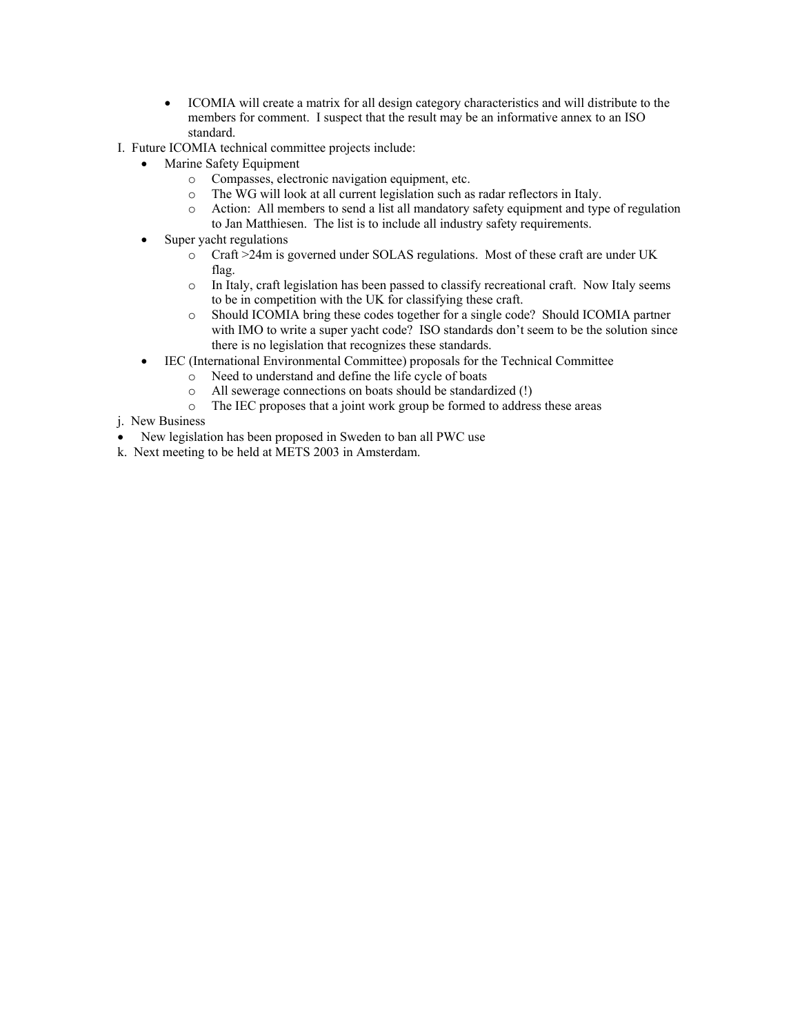- ICOMIA will create a matrix for all design category characteristics and will distribute to the members for comment. I suspect that the result may be an informative annex to an ISO standard.

I. Future ICOMIA technical committee projects include:

- Marine Safety Equipment
  - Compasses, electronic navigation equipment, etc.
  - The WG will look at all current legislation such as radar reflectors in Italy.
  - Action: All members to send a list all mandatory safety equipment and type of regulation to Jan Matthiesen. The list is to include all industry safety requirements.
- Super yacht regulations
  - Craft >24m is governed under SOLAS regulations. Most of these craft are under UK flag.
  - In Italy, craft legislation has been passed to classify recreational craft. Now Italy seems to be in competition with the UK for classifying these craft.
  - Should ICOMIA bring these codes together for a single code? Should ICOMIA partner with IMO to write a super yacht code? ISO standards don't seem to be the solution since there is no legislation that recognizes these standards.
- IEC (International Environmental Committee) proposals for the Technical Committee
  - Need to understand and define the life cycle of boats
  - All sewerage connections on boats should be standardized (!)
  - The IEC proposes that a joint work group be formed to address these areas

j. New Business

- New legislation has been proposed in Sweden to ban all PWC use

k. Next meeting to be held at METS 2003 in Amsterdam.